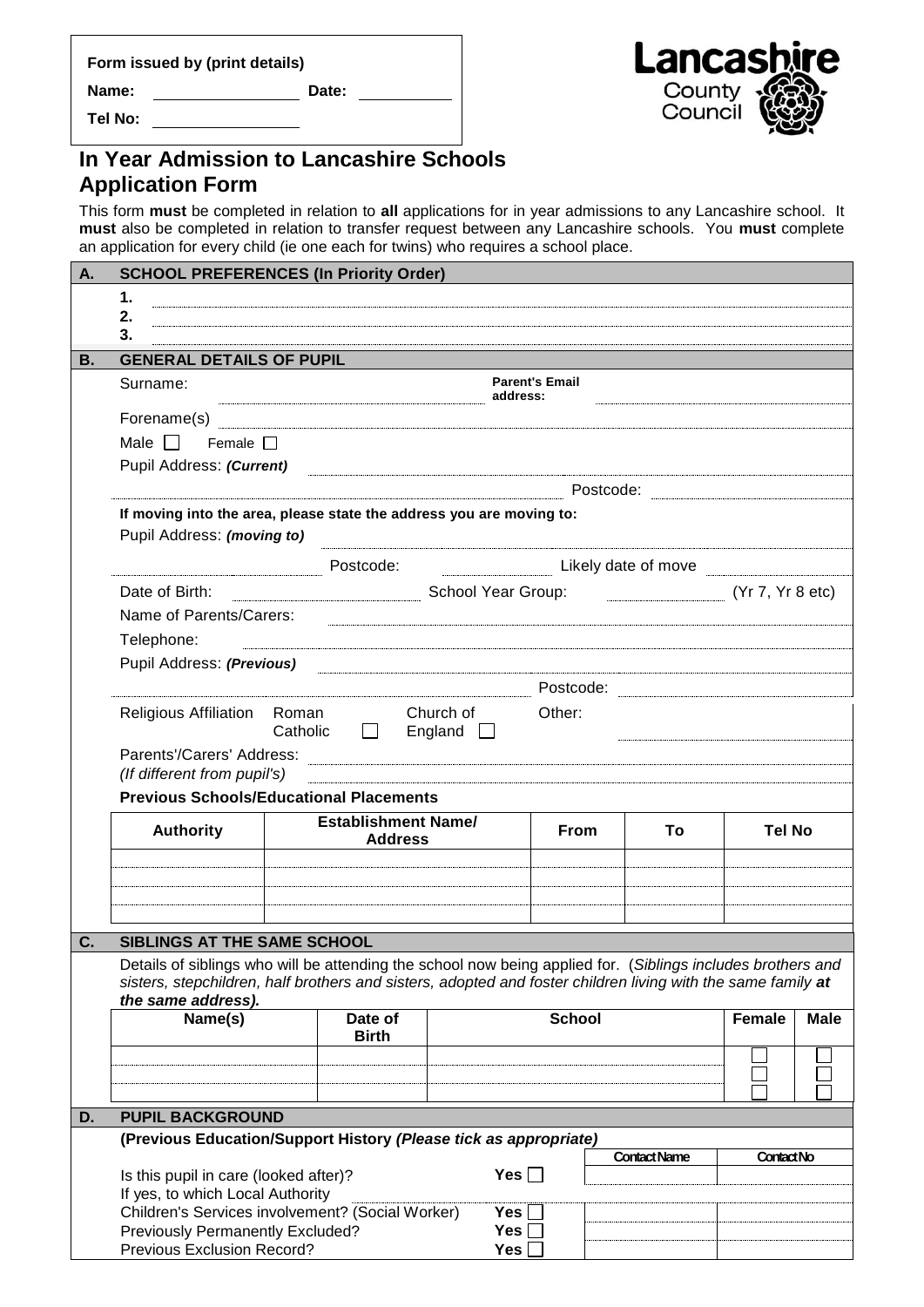**Form issued by (print details)**

**Name:** \_\_\_\_\_\_\_\_\_\_\_\_\_\_\_\_ **Date:** \_\_\_\_\_\_\_\_\_\_

**Tel No:** \_\_\_\_\_\_\_\_\_\_\_\_\_\_\_\_

**Lancashire** County Council

# In Year Admission to Lancashire Schools Application Form

This form **must** be completed in relation to **all** applications for in year admissions to any Lancashire school. It **must** also be completed in relation to transfer request between any Lancashire schools. You **must** complete an application for every child (ie one each for twins) who requires a school place.

## A. SCHOOL PREFERENCES (In Priority Order)

1.
2.
3.

## B. GENERAL DETAILS OF PUPIL

Surname: **Parent's Email address:**

Forename(s)

Male ☐ Female ☐

Pupil Address: ***(Current)***

Postcode:

**If moving into the area, please state the address you are moving to:**

Pupil Address: ***(moving to)***

Postcode: Likely date of move

Date of Birth: School Year Group: (Yr 7, Yr 8 etc)

Name of Parents/Carers:

Telephone:

Pupil Address: ***(Previous)***

Postcode:

Religious Affiliation Roman Catholic ☐ Church of England ☐ Other:

Parents'/Carers' Address:
*(If different from pupil's)*

**Previous Schools/Educational Placements**

| Authority | Establishment Name/ Address | From | To | Tel No |
|---|---|---|---|---|
| | | | | |
| | | | | |
| | | | | |
| | | | | |

## C. SIBLINGS AT THE SAME SCHOOL

Details of siblings who will be attending the school now being applied for. (*Siblings includes brothers and sisters, stepchildren, half brothers and sisters, adopted and foster children living with the same family **at the same address).***

| Name(s) | Date of Birth | School | Female | Male |
|---|---|---|---|---|
| | | | ☐ | ☐ |
| | | | ☐ | ☐ |
| | | | ☐ | ☐ |

## D. PUPIL BACKGROUND

**(Previous Education/Support History *(Please tick as appropriate)***

| | | Contact Name | Contact No |
|---|---|---|---|
| Is this pupil in care (looked after)? | Yes ☐ | | |
| If yes, to which Local Authority | | | |
| Children's Services involvement? (Social Worker) | Yes ☐ | | |
| Previously Permanently Excluded? | Yes ☐ | | |
| Previous Exclusion Record? | Yes ☐ | | |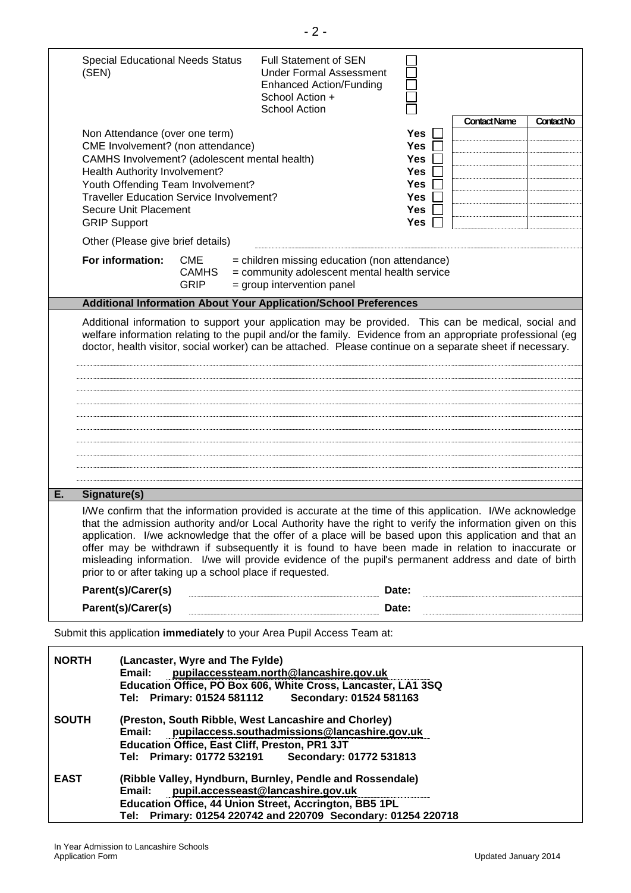| Special Educational Needs Status (SEN) | |
|---|---|
| Full Statement of SEN | ☐ |
| Under Formal Assessment | ☐ |
| Enhanced Action/Funding | ☐ |
| School Action + | ☐ |
| School Action | ☐ |

| | | Contact Name | Contact No |
|---|---|---|---|
| Non Attendance (over one term) | Yes ☐ | | |
| CME Involvement? (non attendance) | Yes ☐ | | |
| CAMHS Involvement? (adolescent mental health) | Yes ☐ | | |
| Health Authority Involvement? | Yes ☐ | | |
| Youth Offending Team Involvement? | Yes ☐ | | |
| Traveller Education Service Involvement? | Yes ☐ | | |
| Secure Unit Placement | Yes ☐ | | |
| GRIP Support | Yes ☐ | | |

Other (Please give brief details) ................................................

**For information:**
- CME = children missing education (non attendance)
- CAMHS = community adolescent mental health service
- GRIP = group intervention panel

**Additional Information About Your Application/School Preferences**

Additional information to support your application may be provided. This can be medical, social and welfare information relating to the pupil and/or the family. Evidence from an appropriate professional (eg doctor, health visitor, social worker) can be attached. Please continue on a separate sheet if necessary.

................................................

................................................

................................................

................................................

................................................

................................................

................................................

................................................

................................................

## E. Signature(s)

I/We confirm that the information provided is accurate at the time of this application. I/We acknowledge that the admission authority and/or Local Authority have the right to verify the information given on this application. I/We acknowledge that the offer of a place will be based upon this application and that an offer may be withdrawn if subsequently it is found to have been made in relation to inaccurate or misleading information. I/we will provide evidence of the pupil's permanent address and date of birth prior to or after taking up a school place if requested.

**Parent(s)/Carer(s)** ................................ **Date:** ................................

**Parent(s)/Carer(s)** ................................ **Date:** ................................

Submit this application **immediately** to your Area Pupil Access Team at:

| | |
|---|---|
| **NORTH** | **(Lancaster, Wyre and The Fylde)**<br>**Email: pupilaccessteam.north@lancashire.gov.uk**<br>**Education Office, PO Box 606, White Cross, Lancaster, LA1 3SQ**<br>**Tel: Primary: 01524 581112 Secondary: 01524 581163** |
| **SOUTH** | **(Preston, South Ribble, West Lancashire and Chorley)**<br>**Email: pupilaccess.southadmissions@lancashire.gov.uk**<br>**Education Office, East Cliff, Preston, PR1 3JT**<br>**Tel: Primary: 01772 532191 Secondary: 01772 531813** |
| **EAST** | **(Ribble Valley, Hyndburn, Burnley, Pendle and Rossendale)**<br>**Email: pupil.accesseast@lancashire.gov.uk**<br>**Education Office, 44 Union Street, Accrington, BB5 1PL**<br>**Tel: Primary: 01254 220742 and 220709 Secondary: 01254 220718** |